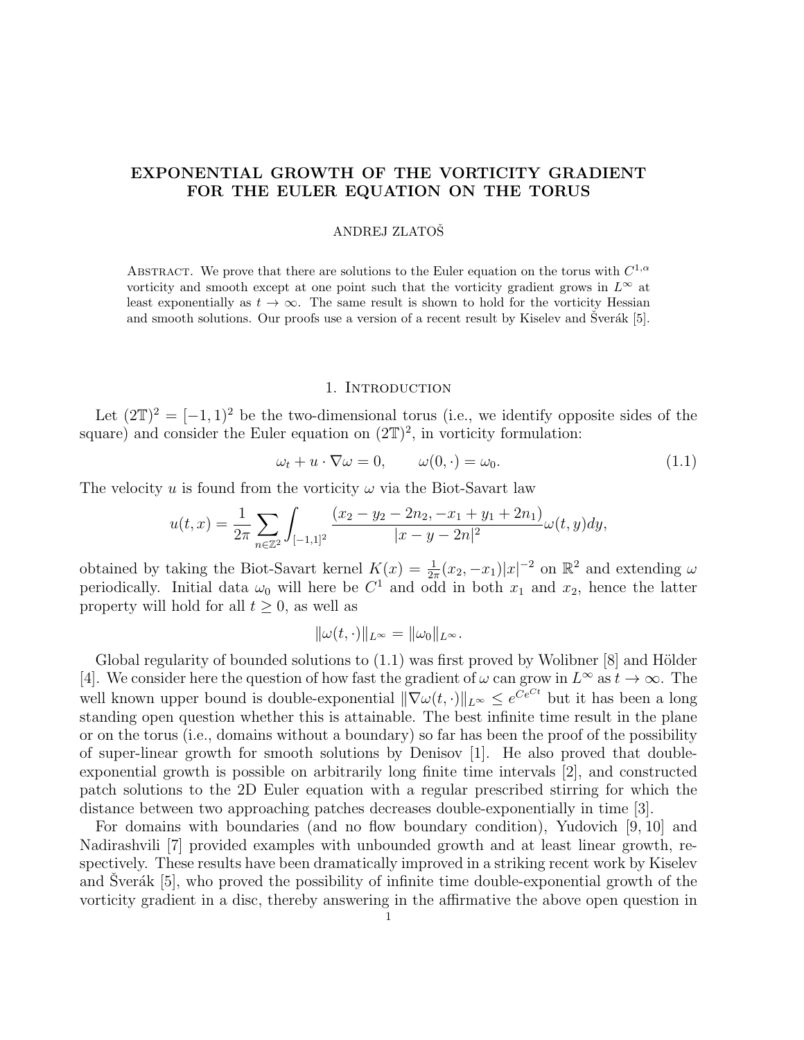# EXPONENTIAL GROWTH OF THE VORTICITY GRADIENT FOR THE EULER EQUATION ON THE TORUS

ANDREJ ZLATOŠ

ABSTRACT. We prove that there are solutions to the Euler equation on the torus with $C^{1,\alpha}$ vorticity and smooth except at one point such that the vorticity gradient grows in $L^\infty$ at least exponentially as $t \to \infty$. The same result is shown to hold for the vorticity Hessian and smooth solutions. Our proofs use a version of a recent result by Kiselev and Šverák [5].

## 1. Introduction

Let $(2\mathbb{T})^2 = [-1,1)^2$ be the two-dimensional torus (i.e., we identify opposite sides of the square) and consider the Euler equation on $(2\mathbb{T})^2$, in vorticity formulation:

$$\omega_t + u \cdot \nabla \omega = 0, \qquad \omega(0,\cdot) = \omega_0. \tag{1.1}$$

The velocity $u$ is found from the vorticity $\omega$ via the Biot-Savart law

$$u(t,x) = \frac{1}{2\pi} \sum_{n \in \mathbb{Z}^2} \int_{[-1,1]^2} \frac{(x_2 - y_2 - 2n_2, -x_1 + y_1 + 2n_1)}{|x - y - 2n|^2} \omega(t,y) dy,$$

obtained by taking the Biot-Savart kernel $K(x) = \frac{1}{2\pi}(x_2, -x_1)|x|^{-2}$ on $\mathbb{R}^2$ and extending $\omega$ periodically. Initial data $\omega_0$ will here be $C^1$ and odd in both $x_1$ and $x_2$, hence the latter property will hold for all $t \geq 0$, as well as

$$\|\omega(t,\cdot)\|_{L^\infty} = \|\omega_0\|_{L^\infty}.$$

Global regularity of bounded solutions to (1.1) was first proved by Wolibner [8] and Hölder [4]. We consider here the question of how fast the gradient of $\omega$ can grow in $L^\infty$ as $t \to \infty$. The well known upper bound is double-exponential $\|\nabla \omega(t,\cdot)\|_{L^\infty} \leq e^{Ce^{Ct}}$ but it has been a long standing open question whether this is attainable. The best infinite time result in the plane or on the torus (i.e., domains without a boundary) so far has been the proof of the possibility of super-linear growth for smooth solutions by Denisov [1]. He also proved that double-exponential growth is possible on arbitrarily long finite time intervals [2], and constructed patch solutions to the 2D Euler equation with a regular prescribed stirring for which the distance between two approaching patches decreases double-exponentially in time [3].

For domains with boundaries (and no flow boundary condition), Yudovich [9, 10] and Nadirashvili [7] provided examples with unbounded growth and at least linear growth, respectively. These results have been dramatically improved in a striking recent work by Kiselev and Šverák [5], who proved the possibility of infinite time double-exponential growth of the vorticity gradient in a disc, thereby answering in the affirmative the above open question in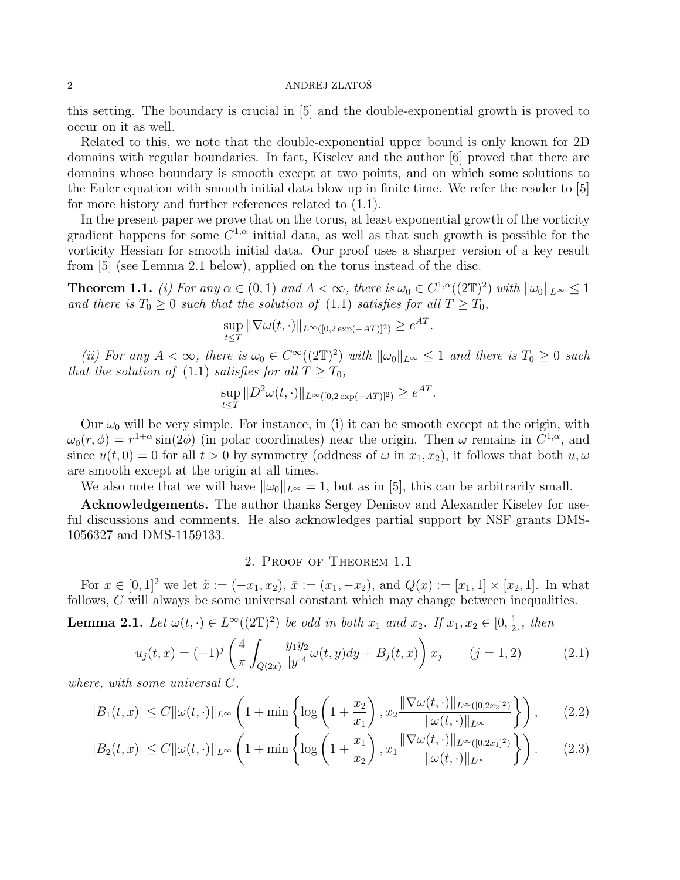this setting. The boundary is crucial in [5] and the double-exponential growth is proved to occur on it as well.

Related to this, we note that the double-exponential upper bound is only known for 2D domains with regular boundaries. In fact, Kiselev and the author [6] proved that there are domains whose boundary is smooth except at two points, and on which some solutions to the Euler equation with smooth initial data blow up in finite time. We refer the reader to [5] for more history and further references related to (1.1).

In the present paper we prove that on the torus, at least exponential growth of the vorticity gradient happens for some $C^{1,\alpha}$ initial data, as well as that such growth is possible for the vorticity Hessian for smooth initial data. Our proof uses a sharper version of a key result from [5] (see Lemma 2.1 below), applied on the torus instead of the disc.

**Theorem 1.1.** *(i) For any $\alpha \in (0,1)$ and $A < \infty$, there is $\omega_0 \in C^{1,\alpha}((2\mathbb{T})^2)$ with $\|\omega_0\|_{L^\infty} \leq 1$ and there is $T_0 \geq 0$ such that the solution of (1.1) satisfies for all $T \geq T_0$,*

$$\sup_{t \leq T} \|\nabla\omega(t,\cdot)\|_{L^\infty([0,2\exp(-AT)]^2)} \geq e^{AT}.$$

*(ii) For any $A < \infty$, there is $\omega_0 \in C^\infty((2\mathbb{T})^2)$ with $\|\omega_0\|_{L^\infty} \leq 1$ and there is $T_0 \geq 0$ such that the solution of (1.1) satisfies for all $T \geq T_0$,*

$$\sup_{t \leq T} \|D^2\omega(t,\cdot)\|_{L^\infty([0,2\exp(-AT)]^2)} \geq e^{AT}.$$

Our $\omega_0$ will be very simple. For instance, in (i) it can be smooth except at the origin, with $\omega_0(r,\phi) = r^{1+\alpha}\sin(2\phi)$ (in polar coordinates) near the origin. Then $\omega$ remains in $C^{1,\alpha}$, and since $u(t,0) = 0$ for all $t > 0$ by symmetry (oddness of $\omega$ in $x_1, x_2$), it follows that both $u, \omega$ are smooth except at the origin at all times.

We also note that we will have $\|\omega_0\|_{L^\infty} = 1$, but as in [5], this can be arbitrarily small.

**Acknowledgements.** The author thanks Sergey Denisov and Alexander Kiselev for useful discussions and comments. He also acknowledges partial support by NSF grants DMS-1056327 and DMS-1159133.

## 2. Proof of Theorem 1.1

For $x \in [0,1]^2$ we let $\tilde{x} := (-x_1, x_2)$, $\bar{x} := (x_1, -x_2)$, and $Q(x) := [x_1, 1] \times [x_2, 1]$. In what follows, $C$ will always be some universal constant which may change between inequalities.

**Lemma 2.1.** *Let $\omega(t,\cdot) \in L^\infty((2\mathbb{T})^2)$ be odd in both $x_1$ and $x_2$. If $x_1, x_2 \in [0, \frac{1}{2}]$, then*

$$u_j(t,x) = (-1)^j \left( \frac{4}{\pi} \int_{Q(2x)} \frac{y_1 y_2}{|y|^4} \omega(t,y)dy + B_j(t,x) \right) x_j \qquad (j = 1,2) \tag{2.1}$$

*where, with some universal $C$,*

$$|B_1(t,x)| \leq C\|\omega(t,\cdot)\|_{L^\infty} \left( 1 + \min\left\{ \log\left(1 + \frac{x_2}{x_1}\right), x_2 \frac{\|\nabla\omega(t,\cdot)\|_{L^\infty([0,2x_2]^2)}}{\|\omega(t,\cdot)\|_{L^\infty}} \right\} \right), \tag{2.2}$$

$$|B_2(t,x)| \leq C\|\omega(t,\cdot)\|_{L^\infty} \left( 1 + \min\left\{ \log\left(1 + \frac{x_1}{x_2}\right), x_1 \frac{\|\nabla\omega(t,\cdot)\|_{L^\infty([0,2x_1]^2)}}{\|\omega(t,\cdot)\|_{L^\infty}} \right\} \right). \tag{2.3}$$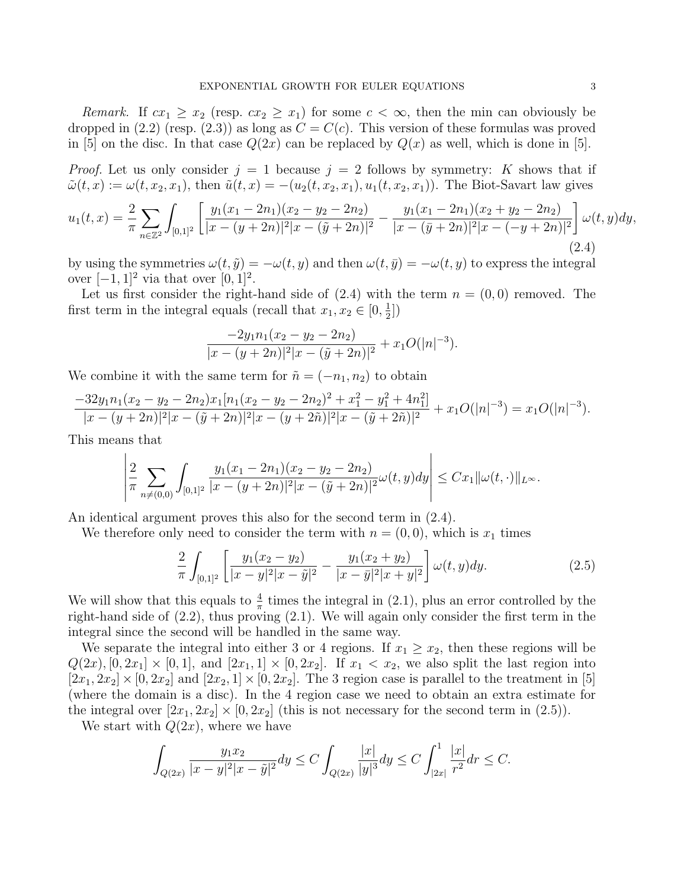*Remark.* If $cx_1 \geq x_2$ (resp. $cx_2 \geq x_1$) for some $c < \infty$, then the min can obviously be dropped in (2.2) (resp. (2.3)) as long as $C = C(c)$. This version of these formulas was proved in [5] on the disc. In that case $Q(2x)$ can be replaced by $Q(x)$ as well, which is done in [5].

*Proof.* Let us only consider $j = 1$ because $j = 2$ follows by symmetry: $K$ shows that if $\tilde{\omega}(t,x) := \omega(t, x_2, x_1)$, then $\tilde{u}(t,x) = -(u_2(t,x_2,x_1), u_1(t,x_2,x_1))$. The Biot-Savart law gives

$$u_1(t,x) = \frac{2}{\pi}\sum_{n\in\mathbb{Z}^2}\int_{[0,1]^2}\left[\frac{y_1(x_1-2n_1)(x_2-y_2-2n_2)}{|x-(y+2n)|^2|x-(\tilde{y}+2n)|^2} - \frac{y_1(x_1-2n_1)(x_2+y_2-2n_2)}{|x-(\bar{y}+2n)|^2|x-(-y+2n)|^2}\right]\omega(t,y)dy, \tag{2.4}$$

by using the symmetries $\omega(t,\tilde{y}) = -\omega(t,y)$ and then $\omega(t,\bar{y}) = -\omega(t,y)$ to express the integral over $[-1,1]^2$ via that over $[0,1]^2$.

Let us first consider the right-hand side of (2.4) with the term $n = (0,0)$ removed. The first term in the integral equals (recall that $x_1, x_2 \in [0, \frac{1}{2}]$)

$$\frac{-2y_1n_1(x_2-y_2-2n_2)}{|x-(y+2n)|^2|x-(\tilde{y}+2n)|^2} + x_1 O(|n|^{-3}).$$

We combine it with the same term for $\tilde{n} = (-n_1, n_2)$ to obtain

$$\frac{-32y_1n_1(x_2-y_2-2n_2)x_1[n_1(x_2-y_2-2n_2)^2+x_1^2-y_1^2+4n_1^2]}{|x-(y+2n)|^2|x-(\tilde{y}+2n)|^2|x-(y+2\tilde{n})|^2|x-(\tilde{y}+2\tilde{n})|^2} + x_1O(|n|^{-3}) = x_1O(|n|^{-3}).$$

This means that

$$\left|\frac{2}{\pi}\sum_{n\neq(0,0)}\int_{[0,1]^2}\frac{y_1(x_1-2n_1)(x_2-y_2-2n_2)}{|x-(y+2n)|^2|x-(\tilde{y}+2n)|^2}\omega(t,y)dy\right| \leq Cx_1\|\omega(t,\cdot)\|_{L^\infty}.$$

An identical argument proves this also for the second term in (2.4).

We therefore only need to consider the term with $n = (0,0)$, which is $x_1$ times

$$\frac{2}{\pi}\int_{[0,1]^2}\left[\frac{y_1(x_2-y_2)}{|x-y|^2|x-\tilde{y}|^2} - \frac{y_1(x_2+y_2)}{|x-\bar{y}|^2|x+y|^2}\right]\omega(t,y)dy. \tag{2.5}$$

We will show that this equals to $\frac{4}{\pi}$ times the integral in (2.1), plus an error controlled by the right-hand side of (2.2), thus proving (2.1). We will again only consider the first term in the integral since the second will be handled in the same way.

We separate the integral into either 3 or 4 regions. If $x_1 \geq x_2$, then these regions will be $Q(2x)$, $[0, 2x_1] \times [0,1]$, and $[2x_1, 1] \times [0, 2x_2]$. If $x_1 < x_2$, we also split the last region into $[2x_1, 2x_2] \times [0, 2x_2]$ and $[2x_2, 1] \times [0, 2x_2]$. The 3 region case is parallel to the treatment in [5] (where the domain is a disc). In the 4 region case we need to obtain an extra estimate for the integral over $[2x_1, 2x_2] \times [0, 2x_2]$ (this is not necessary for the second term in (2.5)).

We start with $Q(2x)$, where we have

$$\int_{Q(2x)}\frac{y_1x_2}{|x-y|^2|x-\tilde{y}|^2}dy \leq C\int_{Q(2x)}\frac{|x|}{|y|^3}dy \leq C\int_{|2x|}^1\frac{|x|}{r^2}dr \leq C.$$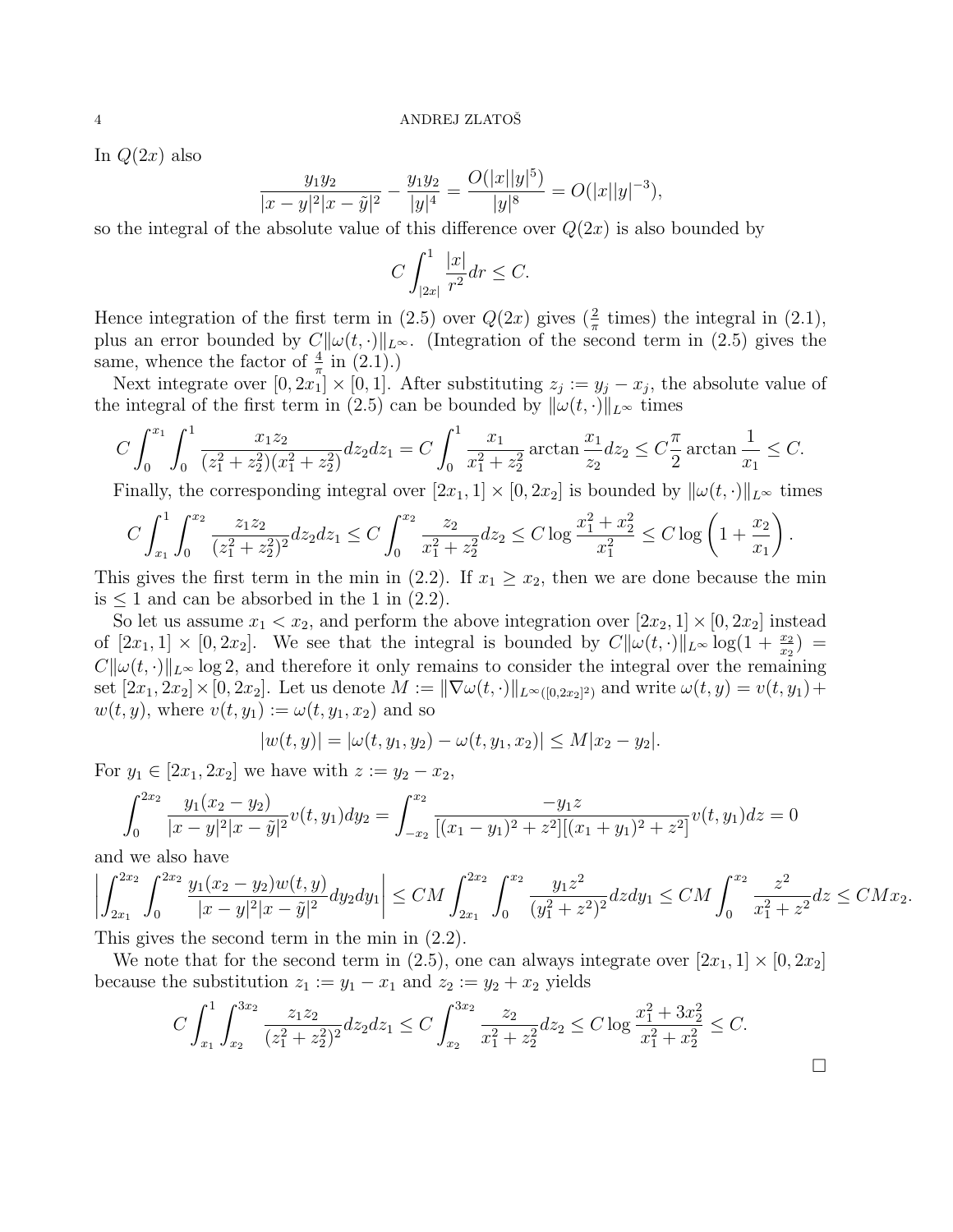In $Q(2x)$ also

$$\frac{y_1 y_2}{|x-y|^2|x-\tilde{y}|^2} - \frac{y_1 y_2}{|y|^4} = \frac{O(|x||y|^5)}{|y|^8} = O(|x||y|^{-3}),$$

so the integral of the absolute value of this difference over $Q(2x)$ is also bounded by

$$C\int_{|2x|}^{1} \frac{|x|}{r^2} dr \leq C.$$

Hence integration of the first term in (2.5) over $Q(2x)$ gives ($\frac{2}{\pi}$ times) the integral in (2.1), plus an error bounded by $C\|\omega(t,\cdot)\|_{L^\infty}$. (Integration of the second term in (2.5) gives the same, whence the factor of $\frac{4}{\pi}$ in (2.1).)

Next integrate over $[0, 2x_1] \times [0, 1]$. After substituting $z_j := y_j - x_j$, the absolute value of the integral of the first term in (2.5) can be bounded by $\|\omega(t,\cdot)\|_{L^\infty}$ times

$$C\int_0^{x_1}\int_0^1 \frac{x_1 z_2}{(z_1^2+z_2^2)(x_1^2+z_2^2)} dz_2 dz_1 = C\int_0^1 \frac{x_1}{x_1^2+z_2^2} \arctan\frac{x_1}{z_2} dz_2 \leq C\frac{\pi}{2}\arctan\frac{1}{x_1} \leq C.$$

Finally, the corresponding integral over $[2x_1, 1] \times [0, 2x_2]$ is bounded by $\|\omega(t,\cdot)\|_{L^\infty}$ times

$$C\int_{x_1}^1\int_0^{x_2} \frac{z_1 z_2}{(z_1^2+z_2^2)^2} dz_2 dz_1 \leq C\int_0^{x_2} \frac{z_2}{x_1^2+z_2^2} dz_2 \leq C\log\frac{x_1^2+x_2^2}{x_1^2} \leq C\log\left(1+\frac{x_2}{x_1}\right).$$

This gives the first term in the min in (2.2). If $x_1 \geq x_2$, then we are done because the min is $\leq 1$ and can be absorbed in the 1 in (2.2).

So let us assume $x_1 < x_2$, and perform the above integration over $[2x_2, 1] \times [0, 2x_2]$ instead of $[2x_1, 1] \times [0, 2x_2]$. We see that the integral is bounded by $C\|\omega(t,\cdot)\|_{L^\infty}\log(1+\frac{x_2}{x_2}) = C\|\omega(t,\cdot)\|_{L^\infty}\log 2$, and therefore it only remains to consider the integral over the remaining set $[2x_1, 2x_2] \times [0, 2x_2]$. Let us denote $M := \|\nabla\omega(t,\cdot)\|_{L^\infty([0,2x_2]^2)}$ and write $\omega(t,y) = v(t,y_1) + w(t,y)$, where $v(t,y_1) := \omega(t,y_1,x_2)$ and so

$$|w(t,y)| = |\omega(t,y_1,y_2) - \omega(t,y_1,x_2)| \leq M|x_2 - y_2|.$$

For $y_1 \in [2x_1, 2x_2]$ we have with $z := y_2 - x_2$,

$$\int_0^{2x_2} \frac{y_1(x_2-y_2)}{|x-y|^2|x-\tilde{y}|^2} v(t,y_1) dy_2 = \int_{-x_2}^{x_2} \frac{-y_1 z}{[(x_1-y_1)^2+z^2][(x_1+y_1)^2+z^2]} v(t,y_1) dz = 0$$

and we also have

$$\left|\int_{2x_1}^{2x_2}\int_0^{2x_2} \frac{y_1(x_2-y_2)w(t,y)}{|x-y|^2|x-\tilde{y}|^2} dy_2 dy_1\right| \leq CM\int_{2x_1}^{2x_2}\int_0^{x_2} \frac{y_1 z^2}{(y_1^2+z^2)^2} dz dy_1 \leq CM\int_0^{x_2} \frac{z^2}{x_1^2+z^2} dz \leq CMx_2.$$

This gives the second term in the min in (2.2).

We note that for the second term in (2.5), one can always integrate over $[2x_1, 1] \times [0, 2x_2]$ because the substitution $z_1 := y_1 - x_1$ and $z_2 := y_2 + x_2$ yields

$$C\int_{x_1}^1\int_{x_2}^{3x_2} \frac{z_1 z_2}{(z_1^2+z_2^2)^2} dz_2 dz_1 \leq C\int_{x_2}^{3x_2} \frac{z_2}{x_1^2+z_2^2} dz_2 \leq C\log\frac{x_1^2+3x_2^2}{x_1^2+x_2^2} \leq C.$$

$\square$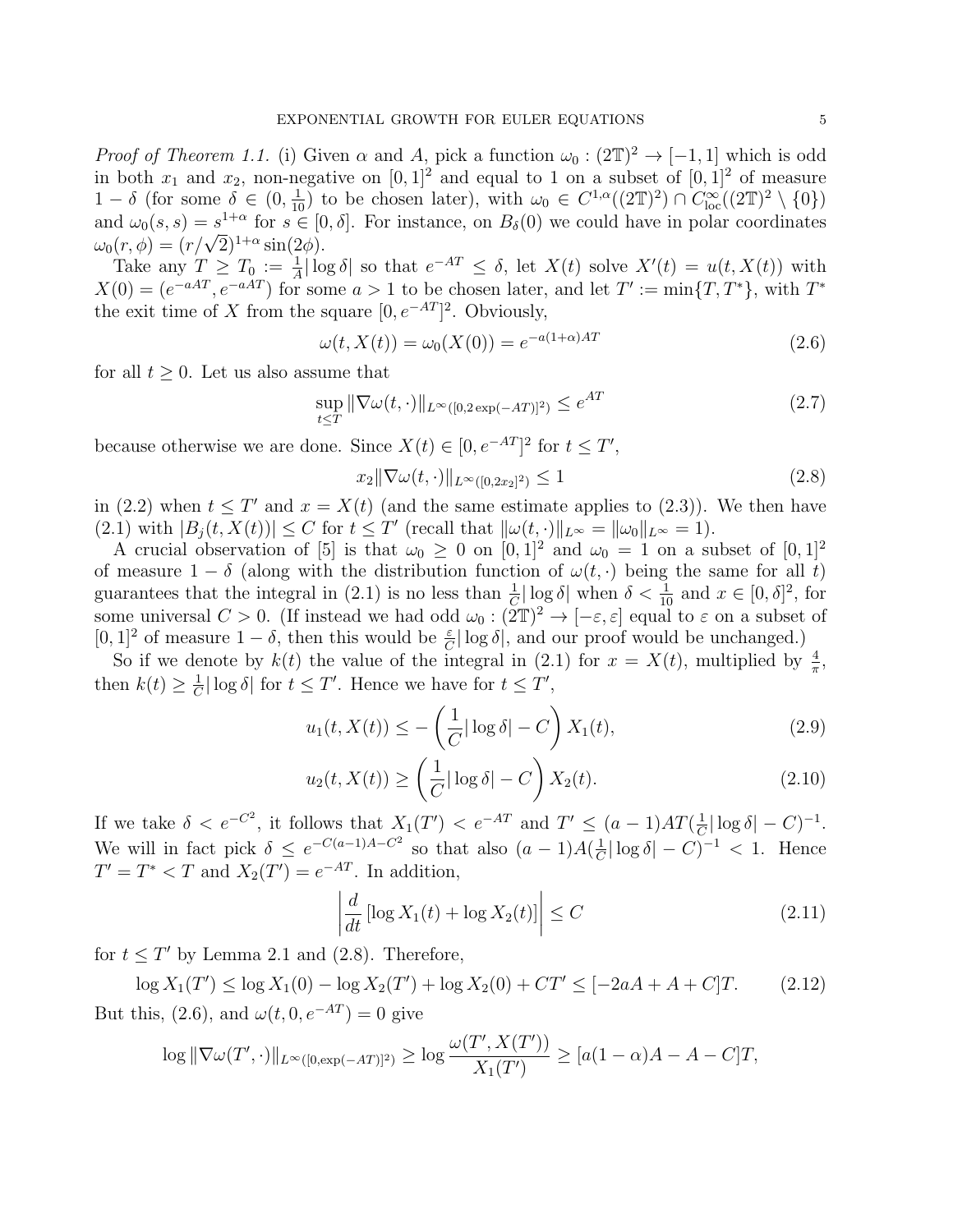*Proof of Theorem 1.1.* (i) Given $\alpha$ and $A$, pick a function $\omega_0 : (2\mathbb{T})^2 \to [-1, 1]$ which is odd in both $x_1$ and $x_2$, non-negative on $[0, 1]^2$ and equal to 1 on a subset of $[0, 1]^2$ of measure $1 - \delta$ (for some $\delta \in (0, \frac{1}{10})$ to be chosen later), with $\omega_0 \in C^{1,\alpha}((2\mathbb{T})^2) \cap C^\infty_{\rm loc}((2\mathbb{T})^2 \setminus \{0\})$ and $\omega_0(s, s) = s^{1+\alpha}$ for $s \in [0, \delta]$. For instance, on $B_\delta(0)$ we could have in polar coordinates $\omega_0(r, \phi) = (r/\sqrt{2})^{1+\alpha} \sin(2\phi)$.

Take any $T \geq T_0 := \frac{1}{A}|\log \delta|$ so that $e^{-AT} \leq \delta$, let $X(t)$ solve $X'(t) = u(t, X(t))$ with $X(0) = (e^{-aAT}, e^{-aAT})$ for some $a > 1$ to be chosen later, and let $T' := \min\{T, T^*\}$, with $T^*$ the exit time of $X$ from the square $[0, e^{-AT}]^2$. Obviously,

$$\omega(t, X(t)) = \omega_0(X(0)) = e^{-a(1+\alpha)AT} \tag{2.6}$$

for all $t \geq 0$. Let us also assume that

$$\sup_{t \leq T} \|\nabla\omega(t, \cdot)\|_{L^\infty([0,2\exp(-AT)]^2)} \leq e^{AT} \tag{2.7}$$

because otherwise we are done. Since $X(t) \in [0, e^{-AT}]^2$ for $t \leq T'$,

$$x_2 \|\nabla\omega(t, \cdot)\|_{L^\infty([0,2x_2]^2)} \leq 1 \tag{2.8}$$

in (2.2) when $t \leq T'$ and $x = X(t)$ (and the same estimate applies to (2.3)). We then have (2.1) with $|B_j(t, X(t))| \leq C$ for $t \leq T'$ (recall that $\|\omega(t, \cdot)\|_{L^\infty} = \|\omega_0\|_{L^\infty} = 1$).

A crucial observation of [5] is that $\omega_0 \geq 0$ on $[0, 1]^2$ and $\omega_0 = 1$ on a subset of $[0, 1]^2$ of measure $1 - \delta$ (along with the distribution function of $\omega(t, \cdot)$ being the same for all $t$) guarantees that the integral in (2.1) is no less than $\frac{1}{C}|\log \delta|$ when $\delta < \frac{1}{10}$ and $x \in [0, \delta]^2$, for some universal $C > 0$. (If instead we had odd $\omega_0 : (2\mathbb{T})^2 \to [-\varepsilon, \varepsilon]$ equal to $\varepsilon$ on a subset of $[0, 1]^2$ of measure $1 - \delta$, then this would be $\frac{\varepsilon}{C}|\log \delta|$, and our proof would be unchanged.)

So if we denote by $k(t)$ the value of the integral in (2.1) for $x = X(t)$, multiplied by $\frac{4}{\pi}$, then $k(t) \geq \frac{1}{C}|\log \delta|$ for $t \leq T'$. Hence we have for $t \leq T'$,

$$u_1(t, X(t)) \leq -\left(\frac{1}{C}|\log \delta| - C\right) X_1(t), \tag{2.9}$$

$$u_2(t, X(t)) \geq \left(\frac{1}{C}|\log \delta| - C\right) X_2(t). \tag{2.10}$$

If we take $\delta < e^{-C^2}$, it follows that $X_1(T') < e^{-AT}$ and $T' \leq (a-1)AT(\frac{1}{C}|\log \delta| - C)^{-1}$. We will in fact pick $\delta \leq e^{-C(a-1)A - C^2}$ so that also $(a-1)A(\frac{1}{C}|\log \delta| - C)^{-1} < 1$. Hence $T' = T^* < T$ and $X_2(T') = e^{-AT}$. In addition,

$$\left| \frac{d}{dt} [\log X_1(t) + \log X_2(t)] \right| \leq C \tag{2.11}$$

for $t \leq T'$ by Lemma 2.1 and (2.8). Therefore,

$$\log X_1(T') \leq \log X_1(0) - \log X_2(T') + \log X_2(0) + CT' \leq [-2aA + A + C]T. \tag{2.12}$$

But this, (2.6), and $\omega(t, 0, e^{-AT}) = 0$ give

$$\log \|\nabla\omega(T', \cdot)\|_{L^\infty([0,\exp(-AT)]^2)} \geq \log \frac{\omega(T', X(T'))}{X_1(T')} \geq [a(1-\alpha)A - A - C]T,$$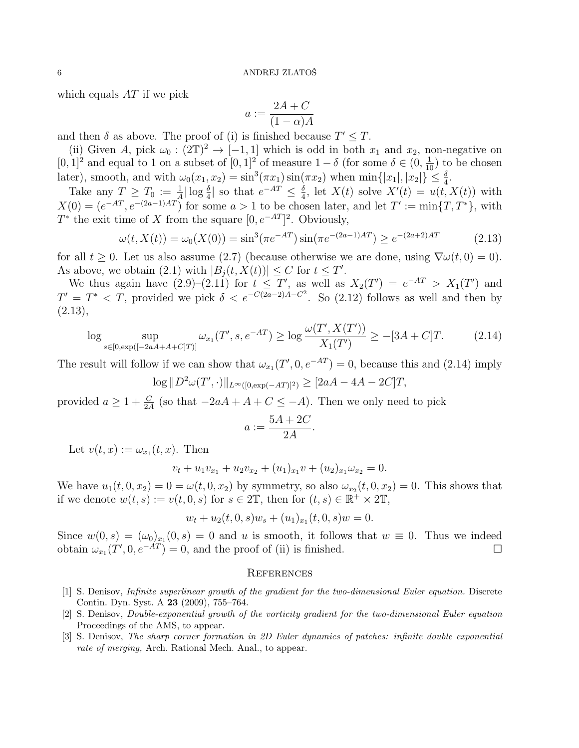which equals $AT$ if we pick

$$a := \frac{2A + C}{(1-\alpha)A}$$

and then $\delta$ as above. The proof of (i) is finished because $T' \le T$.

(ii) Given $A$, pick $\omega_0 : (2\mathbb{T})^2 \to [-1, 1]$ which is odd in both $x_1$ and $x_2$, non-negative on $[0, 1]^2$ and equal to 1 on a subset of $[0, 1]^2$ of measure $1 - \delta$ (for some $\delta \in (0, \frac{1}{10})$ to be chosen later), smooth, and with $\omega_0(x_1, x_2) = \sin^3(\pi x_1)\sin(\pi x_2)$ when $\min\{|x_1|, |x_2|\} \le \frac{\delta}{4}$.

Take any $T \ge T_0 := \frac{1}{A}|\log\frac{\delta}{4}|$ so that $e^{-AT} \le \frac{\delta}{4}$, let $X(t)$ solve $X'(t) = u(t, X(t))$ with $X(0) = (e^{-AT}, e^{-(2a-1)AT})$ for some $a > 1$ to be chosen later, and let $T' := \min\{T, T^*\}$, with $T^*$ the exit time of $X$ from the square $[0, e^{-AT}]^2$. Obviously,

$$\omega(t, X(t)) = \omega_0(X(0)) = \sin^3(\pi e^{-AT})\sin(\pi e^{-(2a-1)AT}) \ge e^{-(2a+2)AT} \tag{2.13}$$

for all $t \ge 0$. Let us also assume (2.7) (because otherwise we are done, using $\nabla\omega(t, 0) = 0$). As above, we obtain (2.1) with $|B_j(t, X(t))| \le C$ for $t \le T'$.

We thus again have (2.9)–(2.11) for $t \le T'$, as well as $X_2(T') = e^{-AT} > X_1(T')$ and $T' = T^* < T$, provided we pick $\delta < e^{-C(2a-2)A - C^2}$. So (2.12) follows as well and then by (2.13),

$$\log \sup_{s \in [0, \exp([-2aA + A + C]T)]} \omega_{x_1}(T', s, e^{-AT}) \ge \log\frac{\omega(T', X(T'))}{X_1(T')} \ge -[3A + C]T. \tag{2.14}$$

The result will follow if we can show that $\omega_{x_1}(T', 0, e^{-AT}) = 0$, because this and (2.14) imply

$$\log \|D^2\omega(T', \cdot)\|_{L^\infty([0, \exp(-AT)]^2)} \ge [2aA - 4A - 2C]T,$$

provided $a \ge 1 + \frac{C}{2A}$ (so that $-2aA + A + C \le -A$). Then we only need to pick

$$a := \frac{5A + 2C}{2A}.$$

Let $v(t, x) := \omega_{x_1}(t, x)$. Then

$$v_t + u_1 v_{x_1} + u_2 v_{x_2} + (u_1)_{x_1} v + (u_2)_{x_1}\omega_{x_2} = 0.$$

We have $u_1(t, 0, x_2) = 0 = \omega(t, 0, x_2)$ by symmetry, so also $\omega_{x_2}(t, 0, x_2) = 0$. This shows that if we denote $w(t, s) := v(t, 0, s)$ for $s \in 2\mathbb{T}$, then for $(t, s) \in \mathbb{R}^+ \times 2\mathbb{T}$,

$$w_t + u_2(t, 0, s)w_s + (u_1)_{x_1}(t, 0, s)w = 0.$$

Since $w(0, s) = (\omega_0)_{x_1}(0, s) = 0$ and $u$ is smooth, it follows that $w \equiv 0$. Thus we indeed obtain $\omega_{x_1}(T', 0, e^{-AT}) = 0$, and the proof of (ii) is finished. □

## References

[1] S. Denisov, *Infinite superlinear growth of the gradient for the two-dimensional Euler equation.* Discrete Contin. Dyn. Syst. A **23** (2009), 755–764.

[2] S. Denisov, *Double-exponential growth of the vorticity gradient for the two-dimensional Euler equation* Proceedings of the AMS, to appear.

[3] S. Denisov, *The sharp corner formation in 2D Euler dynamics of patches: infinite double exponential rate of merging,* Arch. Rational Mech. Anal., to appear.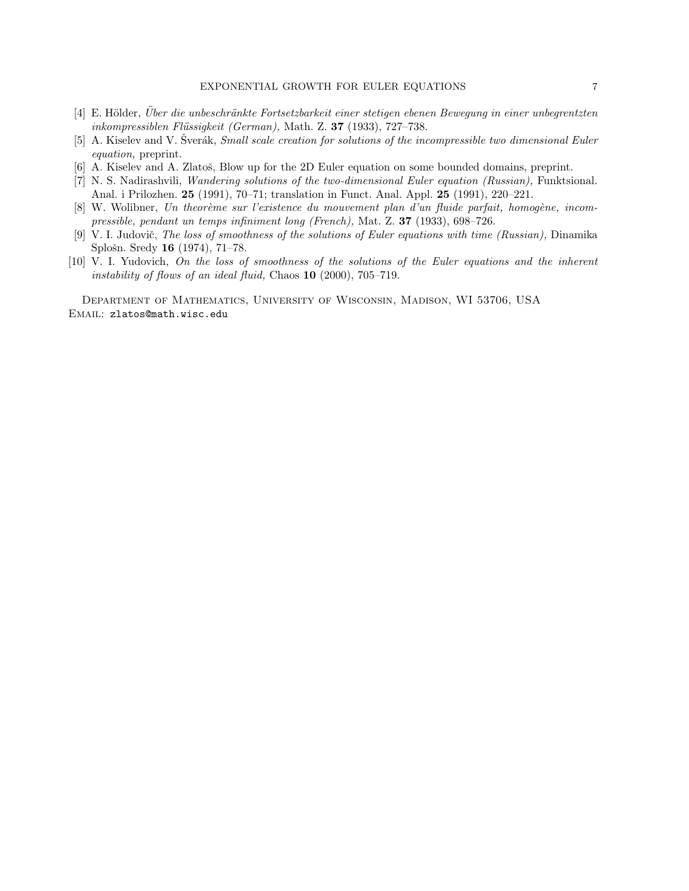[4] E. Hölder, *Über die unbeschränkte Fortsetzbarkeit einer stetigen ebenen Bewegung in einer unbegrentzten inkompressiblen Flüssigkeit (German),* Math. Z. **37** (1933), 727–738.

[5] A. Kiselev and V. Šverák, *Small scale creation for solutions of the incompressible two dimensional Euler equation,* preprint.

[6] A. Kiselev and A. Zlatoš, Blow up for the 2D Euler equation on some bounded domains, preprint.

[7] N. S. Nadirashvili, *Wandering solutions of the two-dimensional Euler equation (Russian),* Funktsional. Anal. i Prilozhen. **25** (1991), 70–71; translation in Funct. Anal. Appl. **25** (1991), 220–221.

[8] W. Wolibner, *Un theorème sur l'existence du mouvement plan d'un fluide parfait, homogène, incompressible, pendant un temps infiniment long (French),* Mat. Z. **37** (1933), 698–726.

[9] V. I. Judovič, *The loss of smoothness of the solutions of Euler equations with time (Russian),* Dinamika Splošn. Sredy **16** (1974), 71–78.

[10] V. I. Yudovich, *On the loss of smoothness of the solutions of the Euler equations and the inherent instability of flows of an ideal fluid,* Chaos **10** (2000), 705–719.

Department of Mathematics, University of Wisconsin, Madison, WI 53706, USA
Email: zlatos@math.wisc.edu